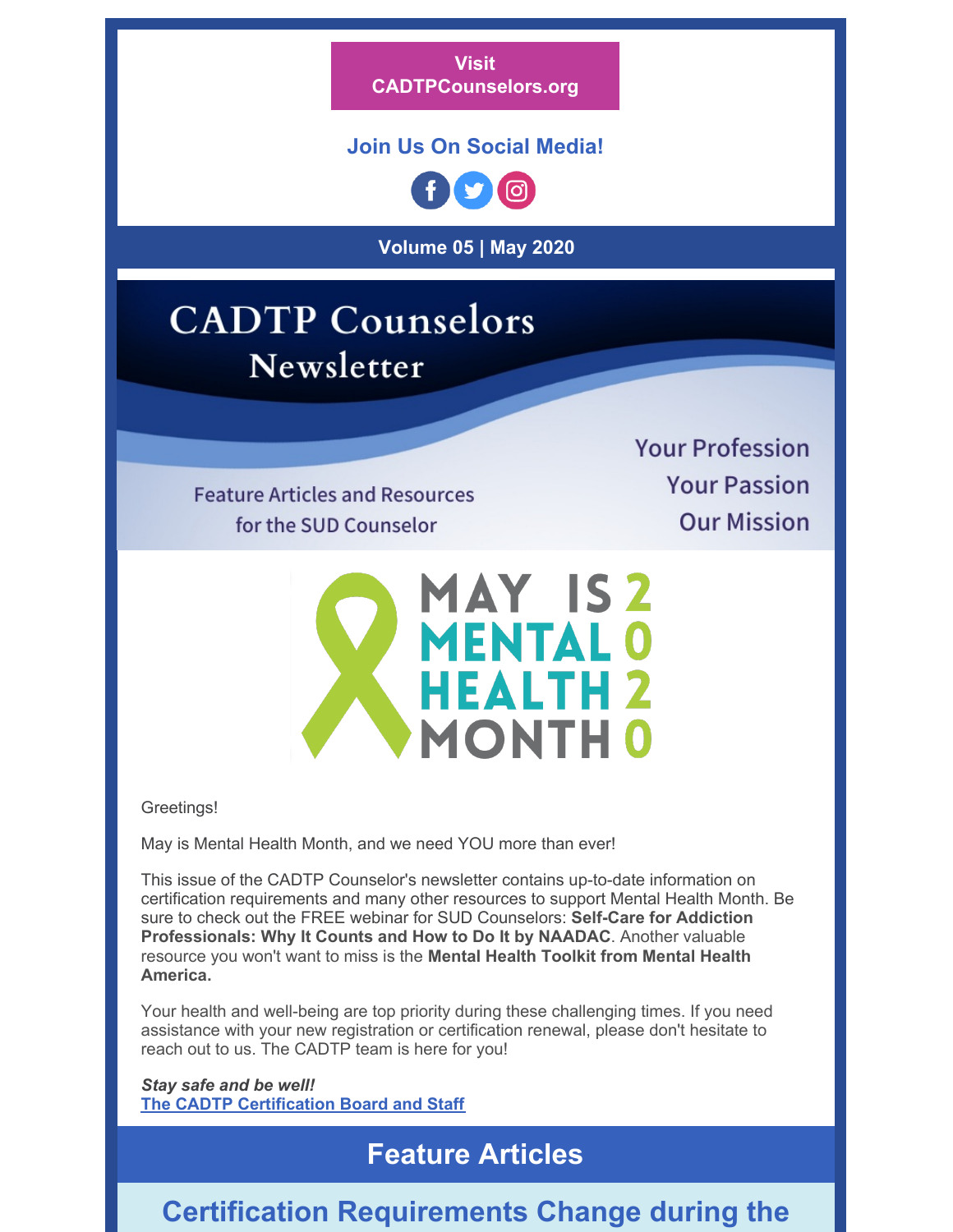Visit CADTPCounselors.org

**Join Us On Social Media!**

**Volume 05 | May 2020**

# CADTP Counselors Newsletter

Feature Articles and Resources for the SUD Counselor

Your Profession
Your Passion
Our Mission

MAY IS MENTAL HEALTH MONTH 2020

Greetings!

May is Mental Health Month, and we need YOU more than ever!

This issue of the CADTP Counselor's newsletter contains up-to-date information on certification requirements and many other resources to support Mental Health Month. Be sure to check out the FREE webinar for SUD Counselors: **Self-Care for Addiction Professionals: Why It Counts and How to Do It by NAADAC**. Another valuable resource you won't want to miss is the **Mental Health Toolkit from Mental Health America.**

Your health and well-being are top priority during these challenging times. If you need assistance with your new registration or certification renewal, please don't hesitate to reach out to us. The CADTP team is here for you!

***Stay safe and be well!***
**The CADTP Certification Board and Staff**

## Feature Articles

## Certification Requirements Change during the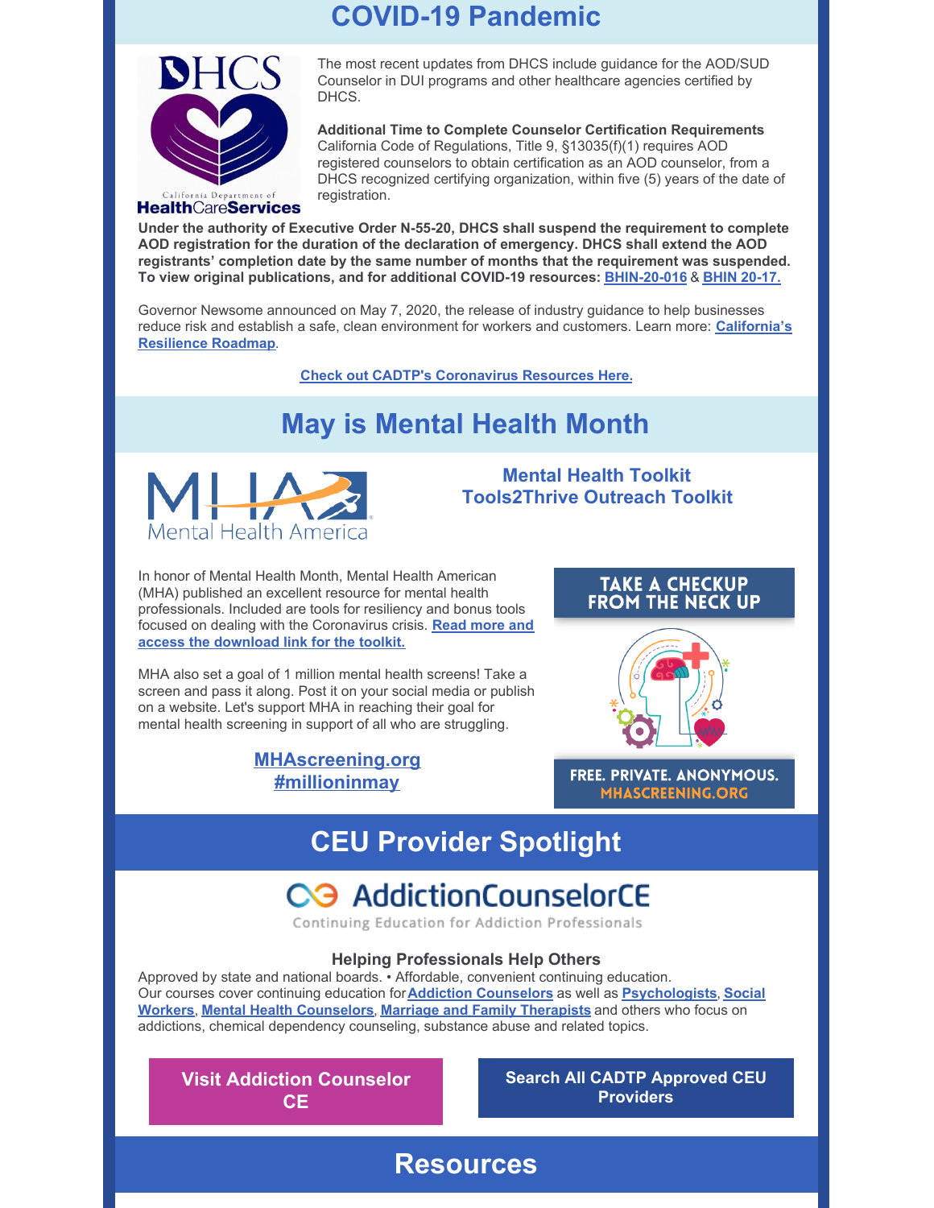## COVID-19 Pandemic

The most recent updates from DHCS include guidance for the AOD/SUD Counselor in DUI programs and other healthcare agencies certified by DHCS.

**Additional Time to Complete Counselor Certification Requirements**
California Code of Regulations, Title 9, §13035(f)(1) requires AOD registered counselors to obtain certification as an AOD counselor, from a DHCS recognized certifying organization, within five (5) years of the date of registration.

**Under the authority of Executive Order N-55-20, DHCS shall suspend the requirement to complete AOD registration for the duration of the declaration of emergency. DHCS shall extend the AOD registrants' completion date by the same number of months that the requirement was suspended. To view original publications, and for additional COVID-19 resources: BHIN-20-016 & BHIN 20-17.**

Governor Newsome announced on May 7, 2020, the release of industry guidance to help businesses reduce risk and establish a safe, clean environment for workers and customers. Learn more: **California's Resilience Roadmap**.

**Check out CADTP's Coronavirus Resources Here.**

## May is Mental Health Month

**Mental Health Toolkit**
**Tools2Thrive Outreach Toolkit**

In honor of Mental Health Month, Mental Health American (MHA) published an excellent resource for mental health professionals. Included are tools for resiliency and bonus tools focused on dealing with the Coronavirus crisis. **Read more and access the download link for the toolkit.**

MHA also set a goal of 1 million mental health screens! Take a screen and pass it along. Post it on your social media or publish on a website. Let's support MHA in reaching their goal for mental health screening in support of all who are struggling.

**MHAscreening.org**
**#millioninmay**

TAKE A CHECKUP FROM THE NECK UP

FREE. PRIVATE. ANONYMOUS. MHASCREENING.ORG

## CEU Provider Spotlight

AddictionCounselorCE
Continuing Education for Addiction Professionals

### Helping Professionals Help Others

Approved by state and national boards. • Affordable, convenient continuing education.
Our courses cover continuing education for **Addiction Counselors** as well as **Psychologists**, **Social Workers**, **Mental Health Counselors**, **Marriage and Family Therapists** and others who focus on addictions, chemical dependency counseling, substance abuse and related topics.

**Visit Addiction Counselor CE**

**Search All CADTP Approved CEU Providers**

## Resources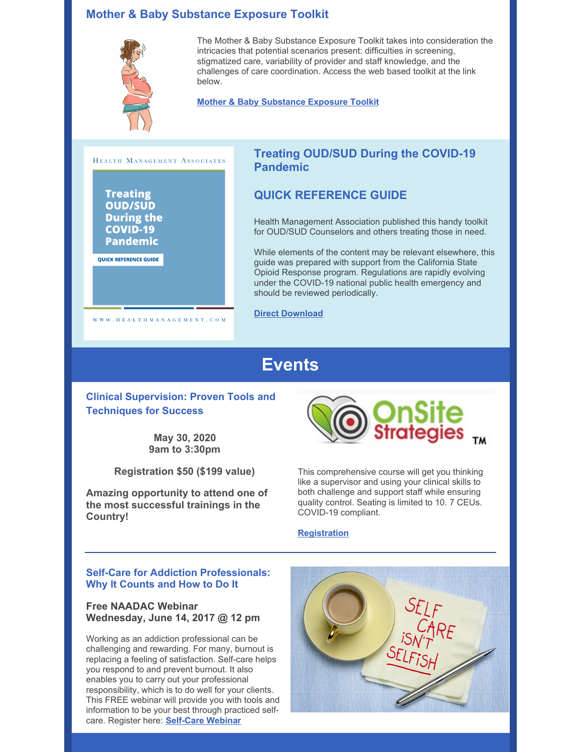## Mother & Baby Substance Exposure Toolkit

The Mother & Baby Substance Exposure Toolkit takes into consideration the intricacies that potential scenarios present: difficulties in screening, stigmatized care, variability of provider and staff knowledge, and the challenges of care coordination. Access the web based toolkit at the link below.

**Mother & Baby Substance Exposure Toolkit**

## Treating OUD/SUD During the COVID-19 Pandemic

## QUICK REFERENCE GUIDE

Health Management Association published this handy toolkit for OUD/SUD Counselors and others treating those in need.

While elements of the content may be relevant elsewhere, this guide was prepared with support from the California State Opioid Response program. Regulations are rapidly evolving under the COVID-19 national public health emergency and should be reviewed periodically.

**Direct Download**

# Events

### Clinical Supervision: Proven Tools and Techniques for Success

**May 30, 2020**
**9am to 3:30pm**

**Registration $50 ($199 value)**

**Amazing opportunity to attend one of the most successful trainings in the Country!**

This comprehensive course will get you thinking like a supervisor and using your clinical skills to both challenge and support staff while ensuring quality control. Seating is limited to 10. 7 CEUs. COVID-19 compliant.

**Registration**

### Self-Care for Addiction Professionals: Why It Counts and How to Do It

**Free NAADAC Webinar**
**Wednesday, June 14, 2017 @ 12 pm**

Working as an addiction professional can be challenging and rewarding. For many, burnout is replacing a feeling of satisfaction. Self-care helps you respond to and prevent burnout. It also enables you to carry out your professional responsibility, which is to do well for your clients. This FREE webinar will provide you with tools and information to be your best through practiced self-care. Register here: **Self-Care Webinar**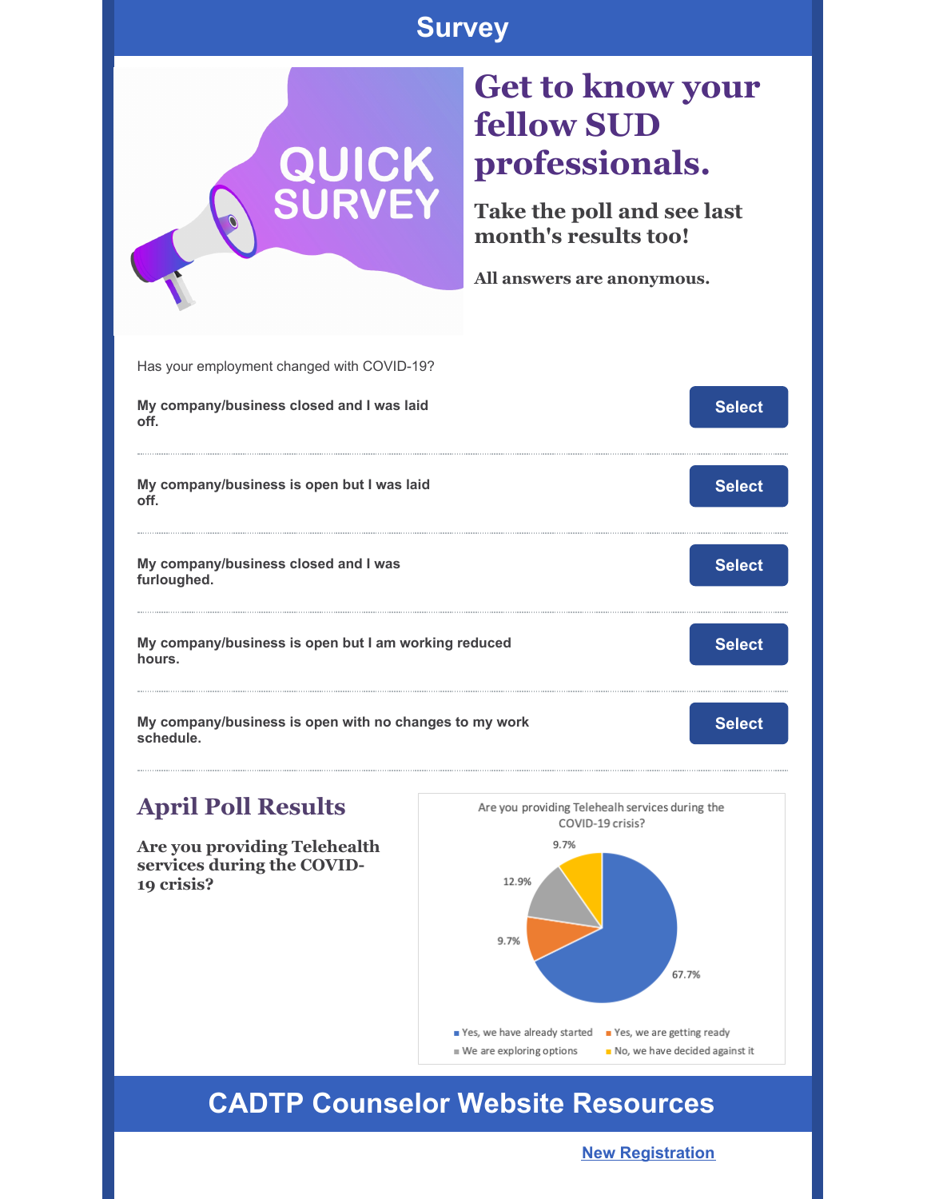# Survey

QUICK SURVEY

## Get to know your fellow SUD professionals.

### Take the poll and see last month's results too!

**All answers are anonymous.**

Has your employment changed with COVID-19?

**My company/business closed and I was laid off.** Select

**My company/business is open but I was laid off.** Select

**My company/business closed and I was furloughed.** Select

**My company/business is open but I am working reduced hours.** Select

**My company/business is open with no changes to my work schedule.** Select

## April Poll Results

**Are you providing Telehealth services during the COVID-19 crisis?**

Are you providing Telehealth services during the COVID-19 crisis?

| Response | Percentage |
|---|---|
| Yes, we have already started | 67.7% |
| Yes, we are getting ready | 9.7% |
| We are exploring options | 12.9% |
| No, we have decided against it | 9.7% |

# CADTP Counselor Website Resources

[New Registration]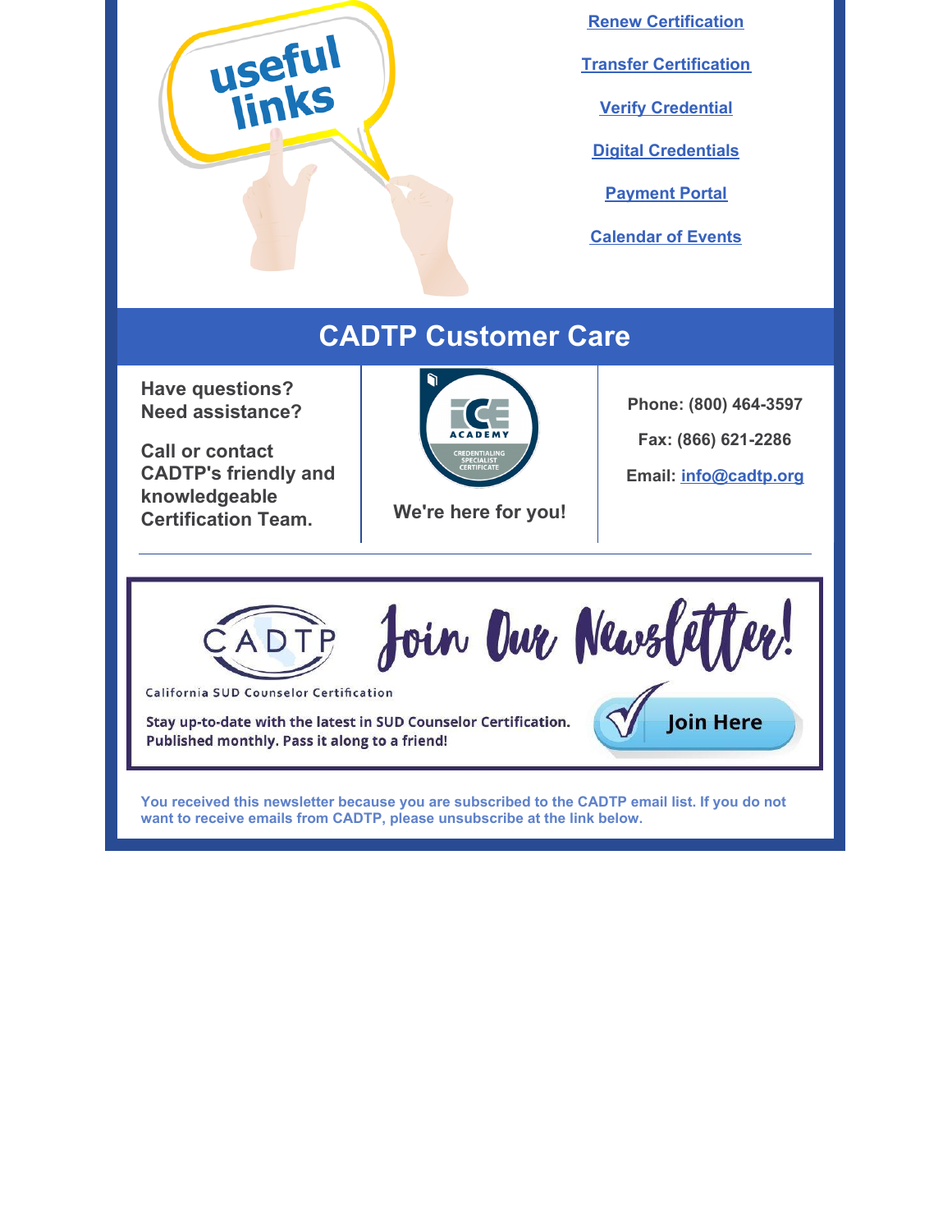useful links

[Renew Certification]

[Transfer Certification]

[Verify Credential]

[Digital Credentials]

[Payment Portal]

[Calendar of Events]

## CADTP Customer Care

**Have questions? Need assistance?**

**Call or contact CADTP's friendly and knowledgeable Certification Team.**

ICE ACADEMY CREDENTIALING SPECIALIST CERTIFICATE

**We're here for you!**

**Phone: (800) 464-3597**

**Fax: (866) 621-2286**

**Email: info@cadtp.org**

---

CADTP

California SUD Counselor Certification

Join Our Newsletter!

Stay up-to-date with the latest in SUD Counselor Certification. Published monthly. Pass it along to a friend!

Join Here

**You received this newsletter because you are subscribed to the CADTP email list. If you do not want to receive emails from CADTP, please unsubscribe at the link below.**